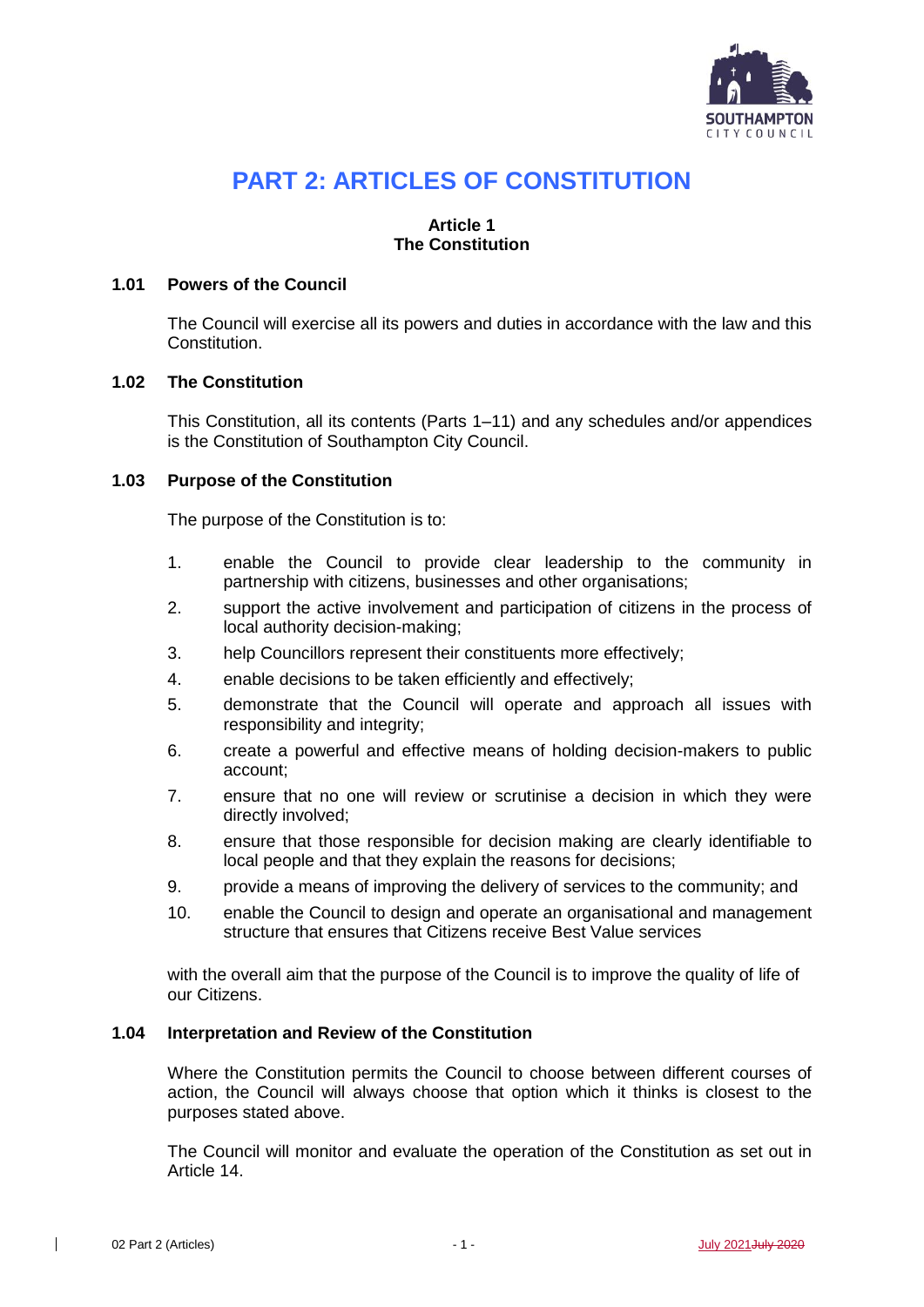# PART 2: ARTICLES OF CONSTITUTION

## Article 1
## The Constitution

### 1.01 Powers of the Council

The Council will exercise all its powers and duties in accordance with the law and this Constitution.

### 1.02 The Constitution

This Constitution, all its contents (Parts 1–11) and any schedules and/or appendices is the Constitution of Southampton City Council.

### 1.03 Purpose of the Constitution

The purpose of the Constitution is to:

1. enable the Council to provide clear leadership to the community in partnership with citizens, businesses and other organisations;
2. support the active involvement and participation of citizens in the process of local authority decision-making;
3. help Councillors represent their constituents more effectively;
4. enable decisions to be taken efficiently and effectively;
5. demonstrate that the Council will operate and approach all issues with responsibility and integrity;
6. create a powerful and effective means of holding decision-makers to public account;
7. ensure that no one will review or scrutinise a decision in which they were directly involved;
8. ensure that those responsible for decision making are clearly identifiable to local people and that they explain the reasons for decisions;
9. provide a means of improving the delivery of services to the community; and
10. enable the Council to design and operate an organisational and management structure that ensures that Citizens receive Best Value services

with the overall aim that the purpose of the Council is to improve the quality of life of our Citizens.

### 1.04 Interpretation and Review of the Constitution

Where the Constitution permits the Council to choose between different courses of action, the Council will always choose that option which it thinks is closest to the purposes stated above.

The Council will monitor and evaluate the operation of the Constitution as set out in Article 14.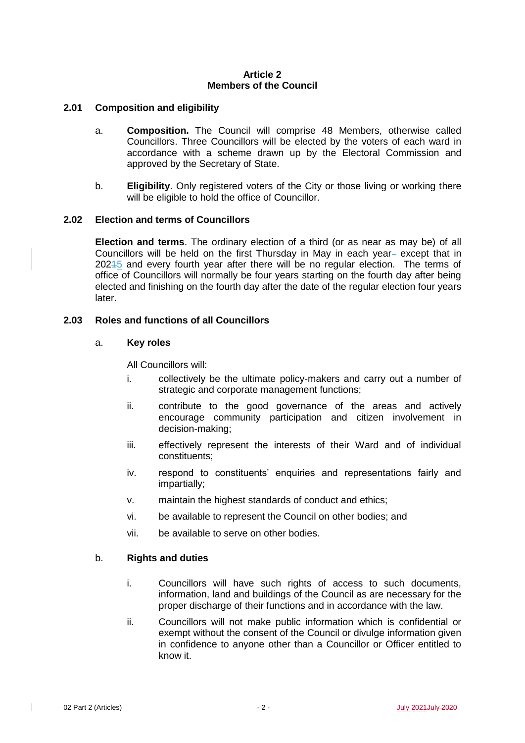# Article 2
## Members of the Council

### 2.01 Composition and eligibility

a. **Composition.** The Council will comprise 48 Members, otherwise called Councillors. Three Councillors will be elected by the voters of each ward in accordance with a scheme drawn up by the Electoral Commission and approved by the Secretary of State.

b. **Eligibility**. Only registered voters of the City or those living or working there will be eligible to hold the office of Councillor.

### 2.02 Election and terms of Councillors

**Election and terms**. The ordinary election of a third (or as near as may be) of all Councillors will be held on the first Thursday in May in each year except that in 2025 and every fourth year after there will be no regular election. The terms of office of Councillors will normally be four years starting on the fourth day after being elected and finishing on the fourth day after the date of the regular election four years later.

### 2.03 Roles and functions of all Councillors

a. **Key roles**

All Councillors will:

i. collectively be the ultimate policy-makers and carry out a number of strategic and corporate management functions;

ii. contribute to the good governance of the areas and actively encourage community participation and citizen involvement in decision-making;

iii. effectively represent the interests of their Ward and of individual constituents;

iv. respond to constituents' enquiries and representations fairly and impartially;

v. maintain the highest standards of conduct and ethics;

vi. be available to represent the Council on other bodies; and

vii. be available to serve on other bodies.

b. **Rights and duties**

i. Councillors will have such rights of access to such documents, information, land and buildings of the Council as are necessary for the proper discharge of their functions and in accordance with the law.

ii. Councillors will not make public information which is confidential or exempt without the consent of the Council or divulge information given in confidence to anyone other than a Councillor or Officer entitled to know it.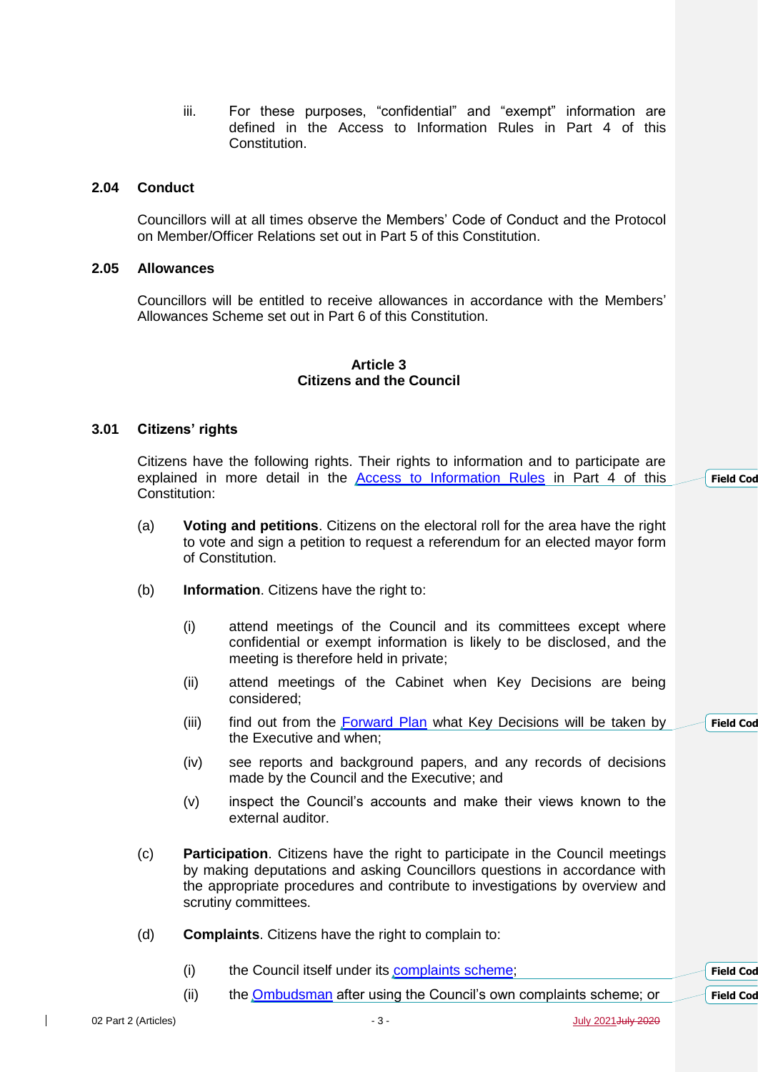iii. For these purposes, "confidential" and "exempt" information are defined in the Access to Information Rules in Part 4 of this Constitution.

### 2.04 Conduct

Councillors will at all times observe the Members' Code of Conduct and the Protocol on Member/Officer Relations set out in Part 5 of this Constitution.

### 2.05 Allowances

Councillors will be entitled to receive allowances in accordance with the Members' Allowances Scheme set out in Part 6 of this Constitution.

## Article 3
## Citizens and the Council

### 3.01 Citizens' rights

Citizens have the following rights. Their rights to information and to participate are explained in more detail in the Access to Information Rules in Part 4 of this Constitution:

(a) **Voting and petitions**. Citizens on the electoral roll for the area have the right to vote and sign a petition to request a referendum for an elected mayor form of Constitution.

(b) **Information**. Citizens have the right to:

- (i) attend meetings of the Council and its committees except where confidential or exempt information is likely to be disclosed, and the meeting is therefore held in private;
- (ii) attend meetings of the Cabinet when Key Decisions are being considered;
- (iii) find out from the Forward Plan what Key Decisions will be taken by the Executive and when;
- (iv) see reports and background papers, and any records of decisions made by the Council and the Executive; and
- (v) inspect the Council's accounts and make their views known to the external auditor.

(c) **Participation**. Citizens have the right to participate in the Council meetings by making deputations and asking Councillors questions in accordance with the appropriate procedures and contribute to investigations by overview and scrutiny committees.

(d) **Complaints**. Citizens have the right to complain to:

- (i) the Council itself under its complaints scheme;
- (ii) the Ombudsman after using the Council's own complaints scheme; or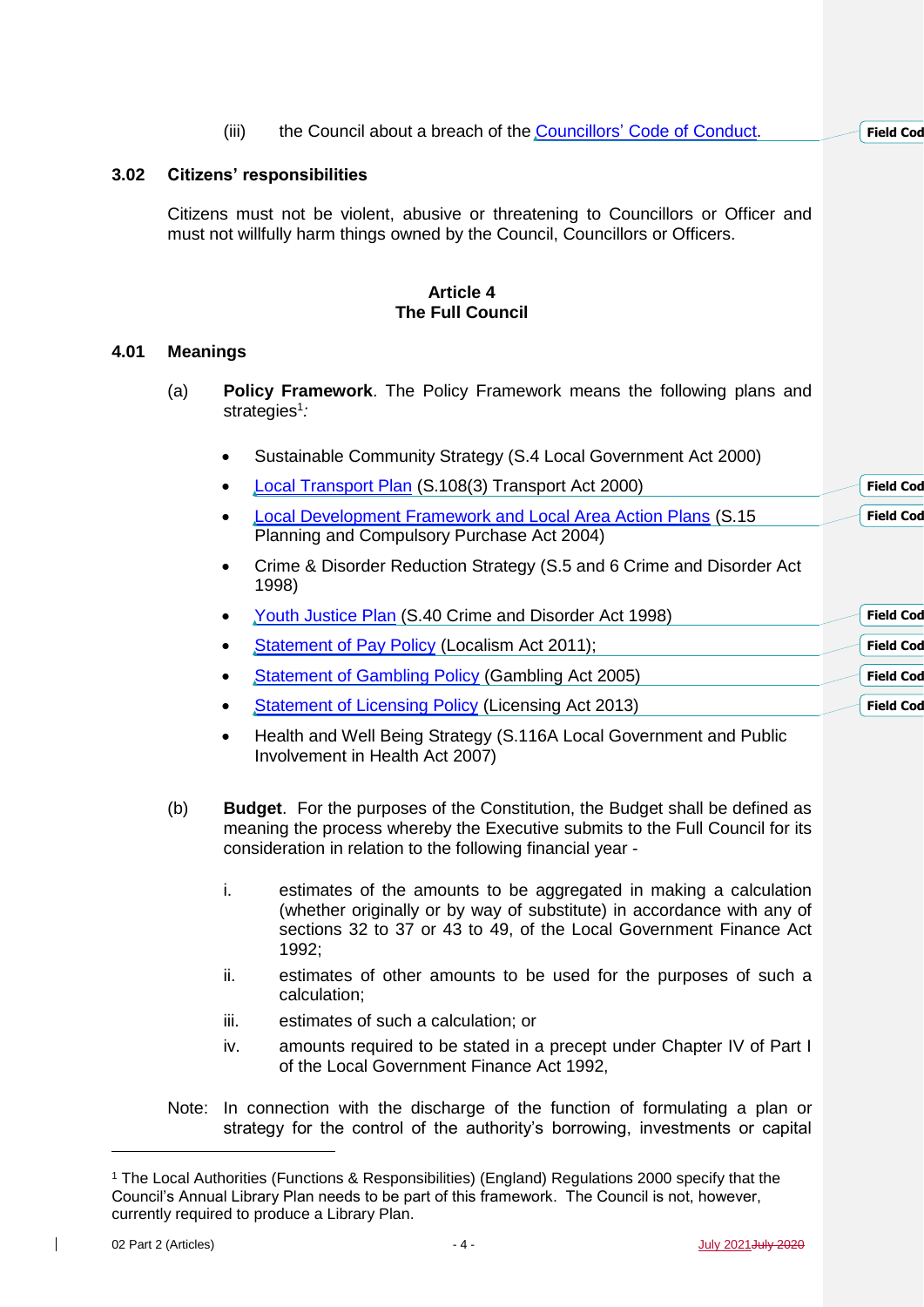(iii) the Council about a breach of the Councillors' Code of Conduct.

### 3.02 Citizens' responsibilities

Citizens must not be violent, abusive or threatening to Councillors or Officer and must not willfully harm things owned by the Council, Councillors or Officers.

## Article 4
## The Full Council

### 4.01 Meanings

(a) **Policy Framework**. The Policy Framework means the following plans and strategies[1]*:*

- Sustainable Community Strategy (S.4 Local Government Act 2000)
- Local Transport Plan (S.108(3) Transport Act 2000)
- Local Development Framework and Local Area Action Plans (S.15 Planning and Compulsory Purchase Act 2004)
- Crime & Disorder Reduction Strategy (S.5 and 6 Crime and Disorder Act 1998)
- Youth Justice Plan (S.40 Crime and Disorder Act 1998)
- Statement of Pay Policy (Localism Act 2011);
- Statement of Gambling Policy (Gambling Act 2005)
- Statement of Licensing Policy (Licensing Act 2013)
- Health and Well Being Strategy (S.116A Local Government and Public Involvement in Health Act 2007)

(b) **Budget**. For the purposes of the Constitution, the Budget shall be defined as meaning the process whereby the Executive submits to the Full Council for its consideration in relation to the following financial year -

i. estimates of the amounts to be aggregated in making a calculation (whether originally or by way of substitute) in accordance with any of sections 32 to 37 or 43 to 49, of the Local Government Finance Act 1992;

ii. estimates of other amounts to be used for the purposes of such a calculation;

iii. estimates of such a calculation; or

iv. amounts required to be stated in a precept under Chapter IV of Part I of the Local Government Finance Act 1992,

Note: In connection with the discharge of the function of formulating a plan or strategy for the control of the authority's borrowing, investments or capital

---

[1] The Local Authorities (Functions & Responsibilities) (England) Regulations 2000 specify that the Council's Annual Library Plan needs to be part of this framework. The Council is not, however, currently required to produce a Library Plan.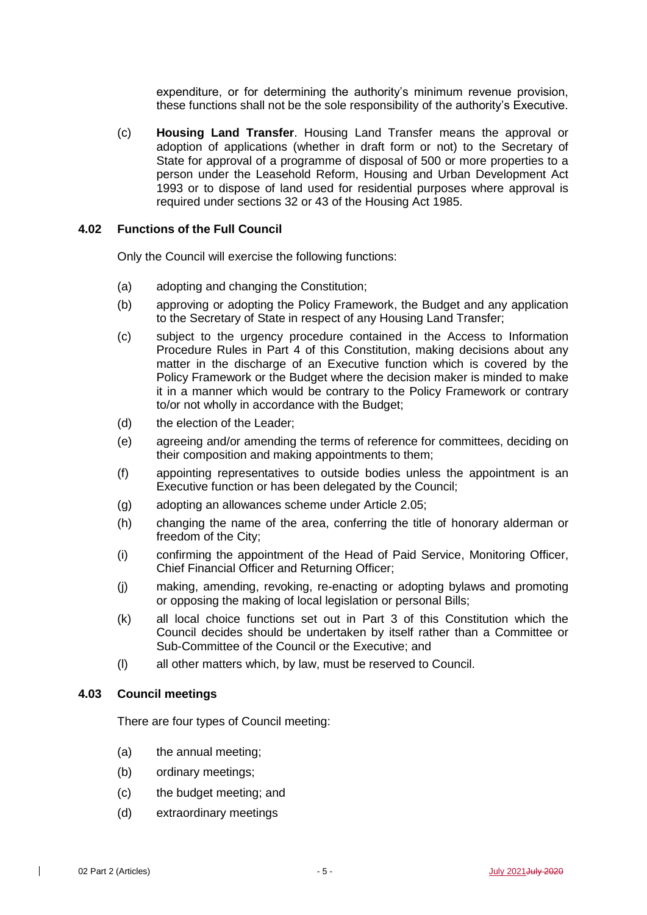expenditure, or for determining the authority's minimum revenue provision, these functions shall not be the sole responsibility of the authority's Executive.

(c) **Housing Land Transfer**. Housing Land Transfer means the approval or adoption of applications (whether in draft form or not) to the Secretary of State for approval of a programme of disposal of 500 or more properties to a person under the Leasehold Reform, Housing and Urban Development Act 1993 or to dispose of land used for residential purposes where approval is required under sections 32 or 43 of the Housing Act 1985.

### 4.02 Functions of the Full Council

Only the Council will exercise the following functions:

(a) adopting and changing the Constitution;

(b) approving or adopting the Policy Framework, the Budget and any application to the Secretary of State in respect of any Housing Land Transfer;

(c) subject to the urgency procedure contained in the Access to Information Procedure Rules in Part 4 of this Constitution, making decisions about any matter in the discharge of an Executive function which is covered by the Policy Framework or the Budget where the decision maker is minded to make it in a manner which would be contrary to the Policy Framework or contrary to/or not wholly in accordance with the Budget;

(d) the election of the Leader;

(e) agreeing and/or amending the terms of reference for committees, deciding on their composition and making appointments to them;

(f) appointing representatives to outside bodies unless the appointment is an Executive function or has been delegated by the Council;

(g) adopting an allowances scheme under Article 2.05;

(h) changing the name of the area, conferring the title of honorary alderman or freedom of the City;

(i) confirming the appointment of the Head of Paid Service, Monitoring Officer, Chief Financial Officer and Returning Officer;

(j) making, amending, revoking, re-enacting or adopting bylaws and promoting or opposing the making of local legislation or personal Bills;

(k) all local choice functions set out in Part 3 of this Constitution which the Council decides should be undertaken by itself rather than a Committee or Sub-Committee of the Council or the Executive; and

(l) all other matters which, by law, must be reserved to Council.

### 4.03 Council meetings

There are four types of Council meeting:

(a) the annual meeting;

(b) ordinary meetings;

(c) the budget meeting; and

(d) extraordinary meetings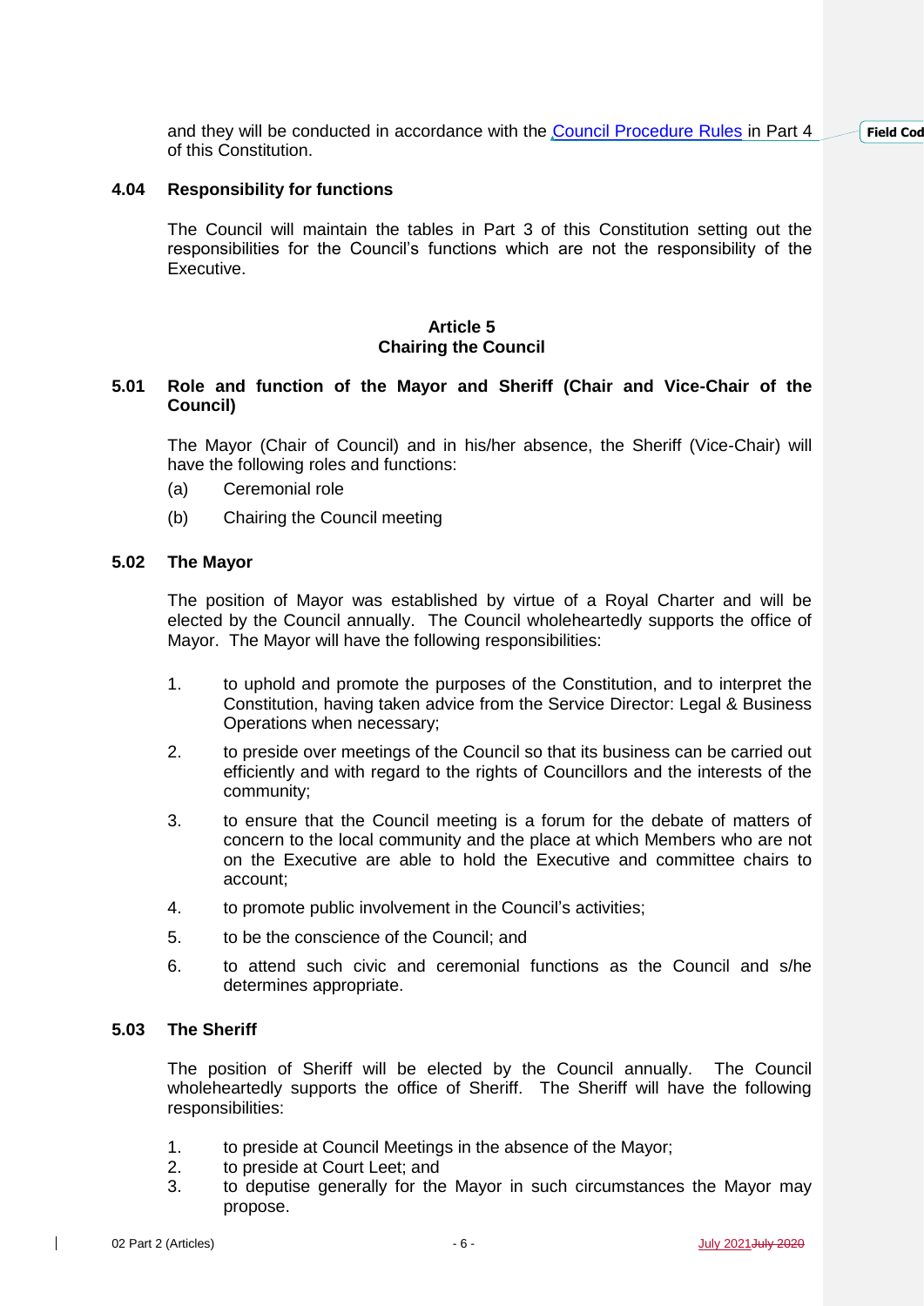and they will be conducted in accordance with the Council Procedure Rules in Part 4 of this Constitution.

**4.04 Responsibility for functions**

The Council will maintain the tables in Part 3 of this Constitution setting out the responsibilities for the Council's functions which are not the responsibility of the Executive.

## Article 5
## Chairing the Council

**5.01 Role and function of the Mayor and Sheriff (Chair and Vice-Chair of the Council)**

The Mayor (Chair of Council) and in his/her absence, the Sheriff (Vice-Chair) will have the following roles and functions:

(a) Ceremonial role

(b) Chairing the Council meeting

**5.02 The Mayor**

The position of Mayor was established by virtue of a Royal Charter and will be elected by the Council annually. The Council wholeheartedly supports the office of Mayor. The Mayor will have the following responsibilities:

1. to uphold and promote the purposes of the Constitution, and to interpret the Constitution, having taken advice from the Service Director: Legal & Business Operations when necessary;
2. to preside over meetings of the Council so that its business can be carried out efficiently and with regard to the rights of Councillors and the interests of the community;
3. to ensure that the Council meeting is a forum for the debate of matters of concern to the local community and the place at which Members who are not on the Executive are able to hold the Executive and committee chairs to account;
4. to promote public involvement in the Council's activities;
5. to be the conscience of the Council; and
6. to attend such civic and ceremonial functions as the Council and s/he determines appropriate.

**5.03 The Sheriff**

The position of Sheriff will be elected by the Council annually. The Council wholeheartedly supports the office of Sheriff. The Sheriff will have the following responsibilities:

1. to preside at Council Meetings in the absence of the Mayor;
2. to preside at Court Leet; and
3. to deputise generally for the Mayor in such circumstances the Mayor may propose.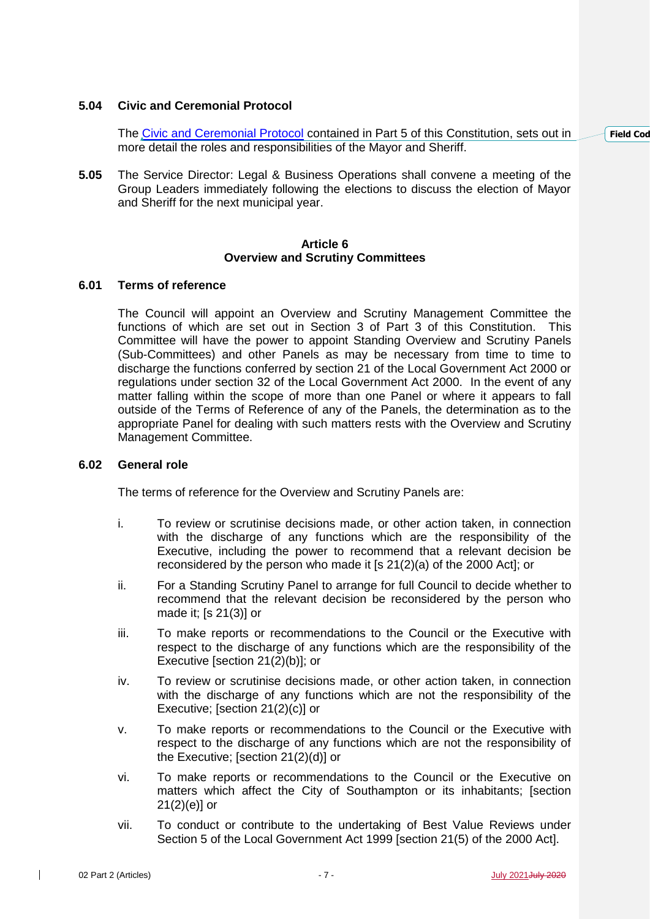### 5.04 Civic and Ceremonial Protocol

The Civic and Ceremonial Protocol contained in Part 5 of this Constitution, sets out in more detail the roles and responsibilities of the Mayor and Sheriff.

**5.05** The Service Director: Legal & Business Operations shall convene a meeting of the Group Leaders immediately following the elections to discuss the election of Mayor and Sheriff for the next municipal year.

## Article 6
## Overview and Scrutiny Committees

### 6.01 Terms of reference

The Council will appoint an Overview and Scrutiny Management Committee the functions of which are set out in Section 3 of Part 3 of this Constitution. This Committee will have the power to appoint Standing Overview and Scrutiny Panels (Sub-Committees) and other Panels as may be necessary from time to time to discharge the functions conferred by section 21 of the Local Government Act 2000 or regulations under section 32 of the Local Government Act 2000. In the event of any matter falling within the scope of more than one Panel or where it appears to fall outside of the Terms of Reference of any of the Panels, the determination as to the appropriate Panel for dealing with such matters rests with the Overview and Scrutiny Management Committee.

### 6.02 General role

The terms of reference for the Overview and Scrutiny Panels are:

- i. To review or scrutinise decisions made, or other action taken, in connection with the discharge of any functions which are the responsibility of the Executive, including the power to recommend that a relevant decision be reconsidered by the person who made it [s 21(2)(a) of the 2000 Act]; or
- ii. For a Standing Scrutiny Panel to arrange for full Council to decide whether to recommend that the relevant decision be reconsidered by the person who made it; [s 21(3)] or
- iii. To make reports or recommendations to the Council or the Executive with respect to the discharge of any functions which are the responsibility of the Executive [section 21(2)(b)]; or
- iv. To review or scrutinise decisions made, or other action taken, in connection with the discharge of any functions which are not the responsibility of the Executive; [section 21(2)(c)] or
- v. To make reports or recommendations to the Council or the Executive with respect to the discharge of any functions which are not the responsibility of the Executive; [section 21(2)(d)] or
- vi. To make reports or recommendations to the Council or the Executive on matters which affect the City of Southampton or its inhabitants; [section 21(2)(e)] or
- vii. To conduct or contribute to the undertaking of Best Value Reviews under Section 5 of the Local Government Act 1999 [section 21(5) of the 2000 Act].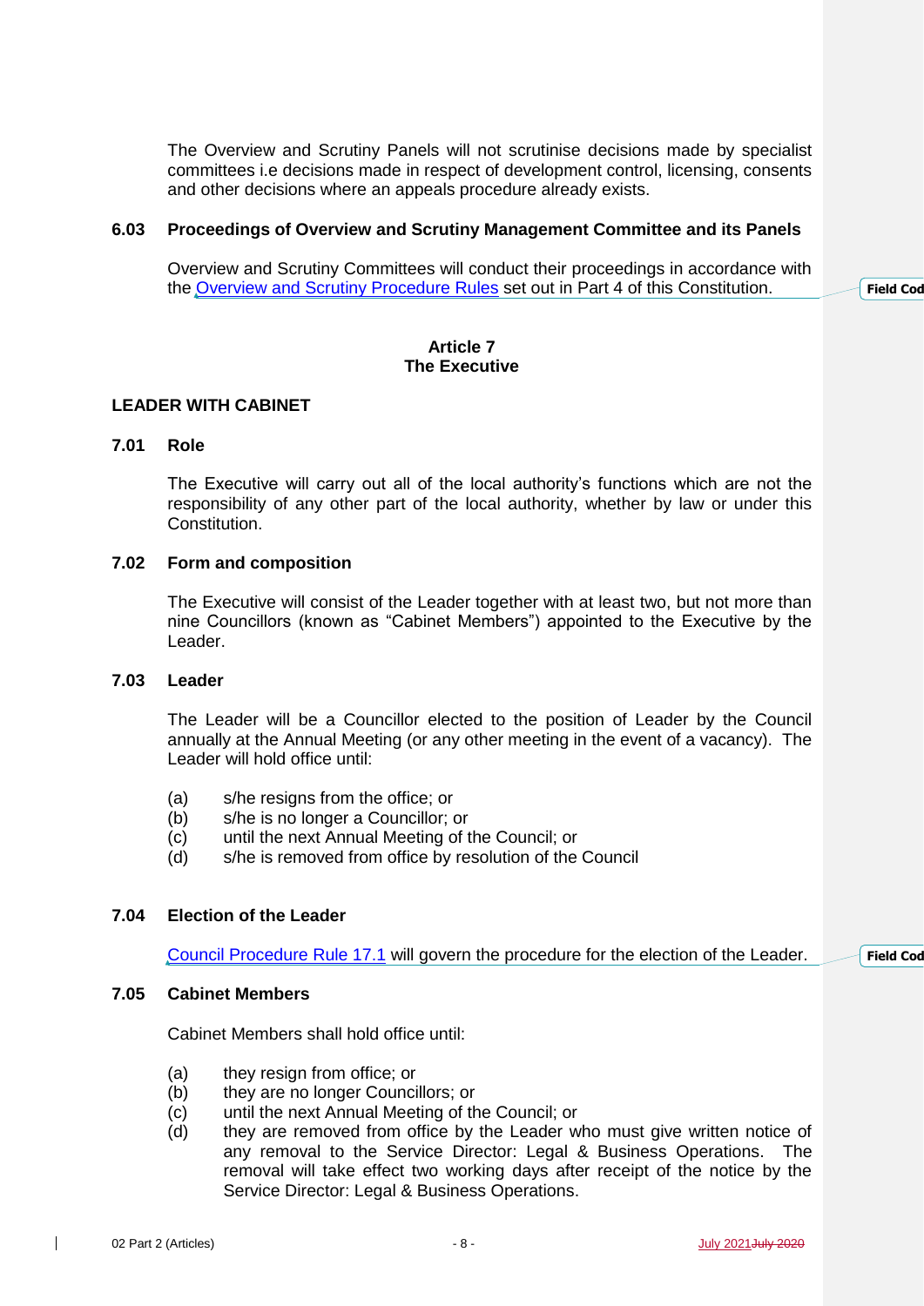The Overview and Scrutiny Panels will not scrutinise decisions made by specialist committees i.e decisions made in respect of development control, licensing, consents and other decisions where an appeals procedure already exists.

### 6.03 Proceedings of Overview and Scrutiny Management Committee and its Panels

Overview and Scrutiny Committees will conduct their proceedings in accordance with the Overview and Scrutiny Procedure Rules set out in Part 4 of this Constitution.

## Article 7
## The Executive

### LEADER WITH CABINET

### 7.01 Role

The Executive will carry out all of the local authority's functions which are not the responsibility of any other part of the local authority, whether by law or under this Constitution.

### 7.02 Form and composition

The Executive will consist of the Leader together with at least two, but not more than nine Councillors (known as "Cabinet Members") appointed to the Executive by the Leader.

### 7.03 Leader

The Leader will be a Councillor elected to the position of Leader by the Council annually at the Annual Meeting (or any other meeting in the event of a vacancy). The Leader will hold office until:

(a) s/he resigns from the office; or
(b) s/he is no longer a Councillor; or
(c) until the next Annual Meeting of the Council; or
(d) s/he is removed from office by resolution of the Council

### 7.04 Election of the Leader

Council Procedure Rule 17.1 will govern the procedure for the election of the Leader.

### 7.05 Cabinet Members

Cabinet Members shall hold office until:

(a) they resign from office; or
(b) they are no longer Councillors; or
(c) until the next Annual Meeting of the Council; or
(d) they are removed from office by the Leader who must give written notice of any removal to the Service Director: Legal & Business Operations. The removal will take effect two working days after receipt of the notice by the Service Director: Legal & Business Operations.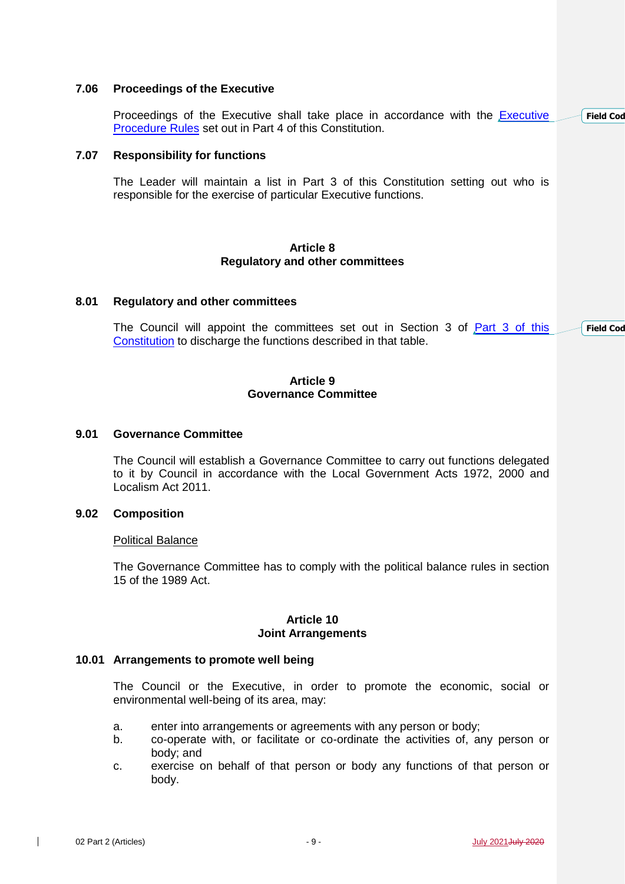**7.06 Proceedings of the Executive**

Proceedings of the Executive shall take place in accordance with the Executive Procedure Rules set out in Part 4 of this Constitution.

**7.07 Responsibility for functions**

The Leader will maintain a list in Part 3 of this Constitution setting out who is responsible for the exercise of particular Executive functions.

## Article 8
## Regulatory and other committees

**8.01 Regulatory and other committees**

The Council will appoint the committees set out in Section 3 of Part 3 of this Constitution to discharge the functions described in that table.

## Article 9
## Governance Committee

**9.01 Governance Committee**

The Council will establish a Governance Committee to carry out functions delegated to it by Council in accordance with the Local Government Acts 1972, 2000 and Localism Act 2011.

**9.02 Composition**

Political Balance

The Governance Committee has to comply with the political balance rules in section 15 of the 1989 Act.

## Article 10
## Joint Arrangements

**10.01 Arrangements to promote well being**

The Council or the Executive, in order to promote the economic, social or environmental well-being of its area, may:

a. enter into arrangements or agreements with any person or body;
b. co-operate with, or facilitate or co-ordinate the activities of, any person or body; and
c. exercise on behalf of that person or body any functions of that person or body.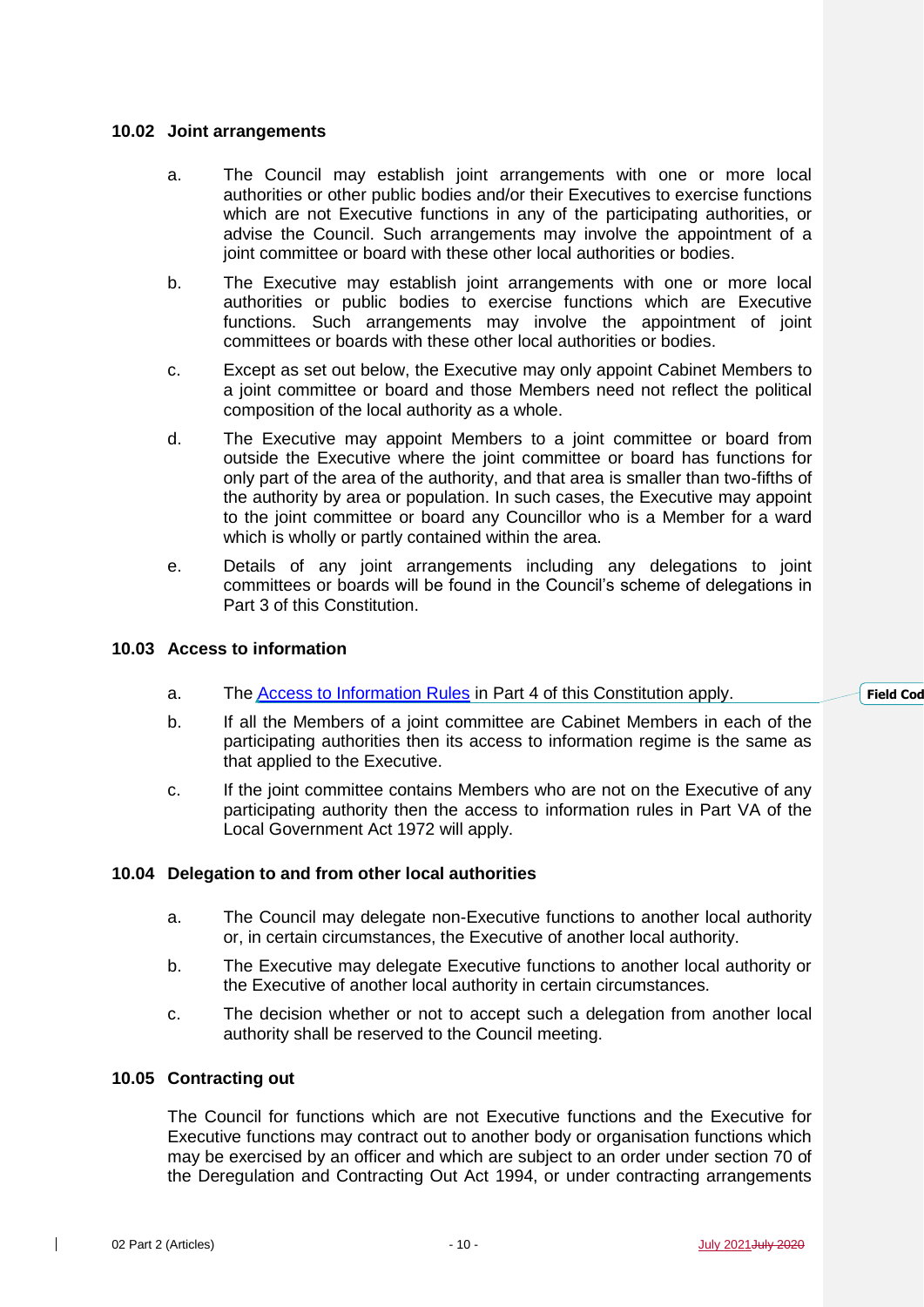### 10.02 Joint arrangements

a. The Council may establish joint arrangements with one or more local authorities or other public bodies and/or their Executives to exercise functions which are not Executive functions in any of the participating authorities, or advise the Council. Such arrangements may involve the appointment of a joint committee or board with these other local authorities or bodies.

b. The Executive may establish joint arrangements with one or more local authorities or public bodies to exercise functions which are Executive functions. Such arrangements may involve the appointment of joint committees or boards with these other local authorities or bodies.

c. Except as set out below, the Executive may only appoint Cabinet Members to a joint committee or board and those Members need not reflect the political composition of the local authority as a whole.

d. The Executive may appoint Members to a joint committee or board from outside the Executive where the joint committee or board has functions for only part of the area of the authority, and that area is smaller than two-fifths of the authority by area or population. In such cases, the Executive may appoint to the joint committee or board any Councillor who is a Member for a ward which is wholly or partly contained within the area.

e. Details of any joint arrangements including any delegations to joint committees or boards will be found in the Council's scheme of delegations in Part 3 of this Constitution.

### 10.03 Access to information

a. The Access to Information Rules in Part 4 of this Constitution apply.

b. If all the Members of a joint committee are Cabinet Members in each of the participating authorities then its access to information regime is the same as that applied to the Executive.

c. If the joint committee contains Members who are not on the Executive of any participating authority then the access to information rules in Part VA of the Local Government Act 1972 will apply.

### 10.04 Delegation to and from other local authorities

a. The Council may delegate non-Executive functions to another local authority or, in certain circumstances, the Executive of another local authority.

b. The Executive may delegate Executive functions to another local authority or the Executive of another local authority in certain circumstances.

c. The decision whether or not to accept such a delegation from another local authority shall be reserved to the Council meeting.

### 10.05 Contracting out

The Council for functions which are not Executive functions and the Executive for Executive functions may contract out to another body or organisation functions which may be exercised by an officer and which are subject to an order under section 70 of the Deregulation and Contracting Out Act 1994, or under contracting arrangements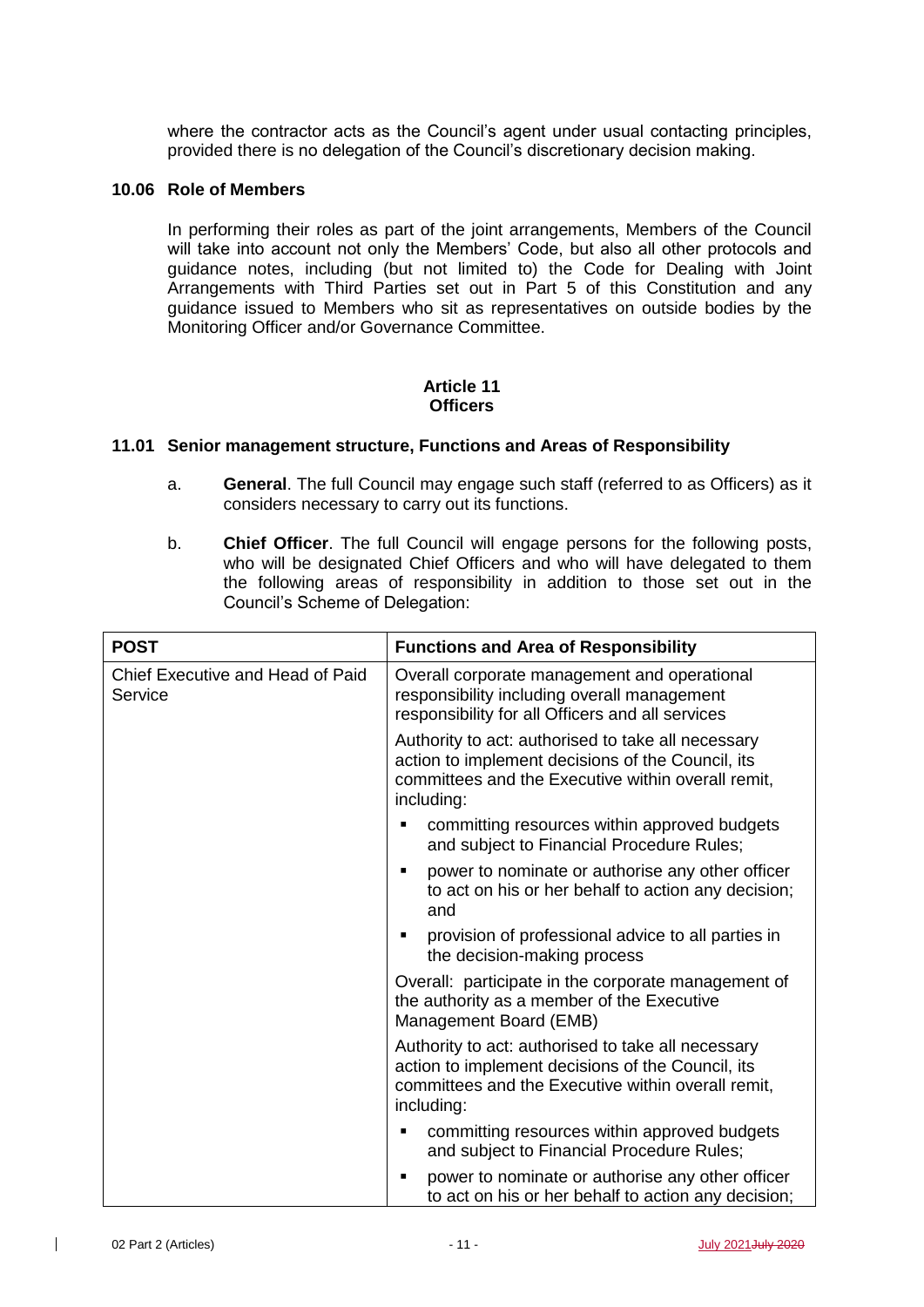where the contractor acts as the Council's agent under usual contacting principles, provided there is no delegation of the Council's discretionary decision making.

### 10.06 Role of Members

In performing their roles as part of the joint arrangements, Members of the Council will take into account not only the Members' Code, but also all other protocols and guidance notes, including (but not limited to) the Code for Dealing with Joint Arrangements with Third Parties set out in Part 5 of this Constitution and any guidance issued to Members who sit as representatives on outside bodies by the Monitoring Officer and/or Governance Committee.

## Article 11
## Officers

### 11.01 Senior management structure, Functions and Areas of Responsibility

a. **General**. The full Council may engage such staff (referred to as Officers) as it considers necessary to carry out its functions.

b. **Chief Officer**. The full Council will engage persons for the following posts, who will be designated Chief Officers and who will have delegated to them the following areas of responsibility in addition to those set out in the Council's Scheme of Delegation:

| POST | Functions and Area of Responsibility |
| --- | --- |
| Chief Executive and Head of Paid Service | Overall corporate management and operational responsibility including overall management responsibility for all Officers and all services |
| | Authority to act: authorised to take all necessary action to implement decisions of the Council, its committees and the Executive within overall remit, including: |
| | ▪ committing resources within approved budgets and subject to Financial Procedure Rules; |
| | ▪ power to nominate or authorise any other officer to act on his or her behalf to action any decision; and |
| | ▪ provision of professional advice to all parties in the decision-making process |
| | Overall: participate in the corporate management of the authority as a member of the Executive Management Board (EMB) |
| | Authority to act: authorised to take all necessary action to implement decisions of the Council, its committees and the Executive within overall remit, including: |
| | ▪ committing resources within approved budgets and subject to Financial Procedure Rules; |
| | ▪ power to nominate or authorise any other officer to act on his or her behalf to action any decision; |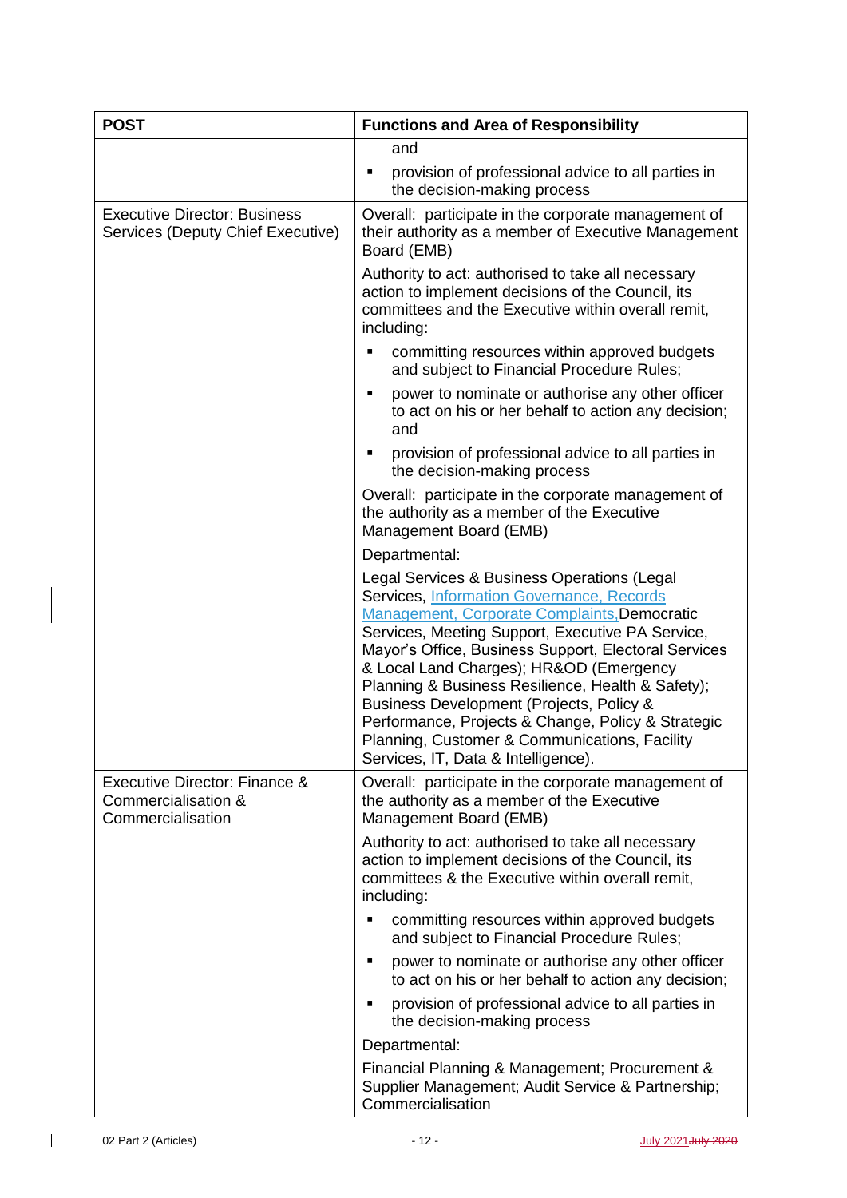| POST | Functions and Area of Responsibility |
|---|---|
| | and<br>▪ provision of professional advice to all parties in the decision-making process |
| Executive Director: Business Services (Deputy Chief Executive) | Overall: participate in the corporate management of their authority as a member of Executive Management Board (EMB)<br><br>Authority to act: authorised to take all necessary action to implement decisions of the Council, its committees and the Executive within overall remit, including:<br>▪ committing resources within approved budgets and subject to Financial Procedure Rules;<br>▪ power to nominate or authorise any other officer to act on his or her behalf to action any decision; and<br>▪ provision of professional advice to all parties in the decision-making process<br><br>Overall: participate in the corporate management of the authority as a member of the Executive Management Board (EMB)<br><br>Departmental:<br><br>Legal Services & Business Operations (Legal Services, Information Governance, Records Management, Corporate Complaints, Democratic Services, Meeting Support, Executive PA Service, Mayor's Office, Business Support, Electoral Services & Local Land Charges); HR&OD (Emergency Planning & Business Resilience, Health & Safety); Business Development (Projects, Policy & Performance, Projects & Change, Policy & Strategic Planning, Customer & Communications, Facility Services, IT, Data & Intelligence). |
| Executive Director: Finance & Commercialisation & Commercialisation | Overall: participate in the corporate management of the authority as a member of the Executive Management Board (EMB)<br><br>Authority to act: authorised to take all necessary action to implement decisions of the Council, its committees & the Executive within overall remit, including:<br>▪ committing resources within approved budgets and subject to Financial Procedure Rules;<br>▪ power to nominate or authorise any other officer to act on his or her behalf to action any decision;<br>▪ provision of professional advice to all parties in the decision-making process<br><br>Departmental:<br><br>Financial Planning & Management; Procurement & Supplier Management; Audit Service & Partnership; Commercialisation |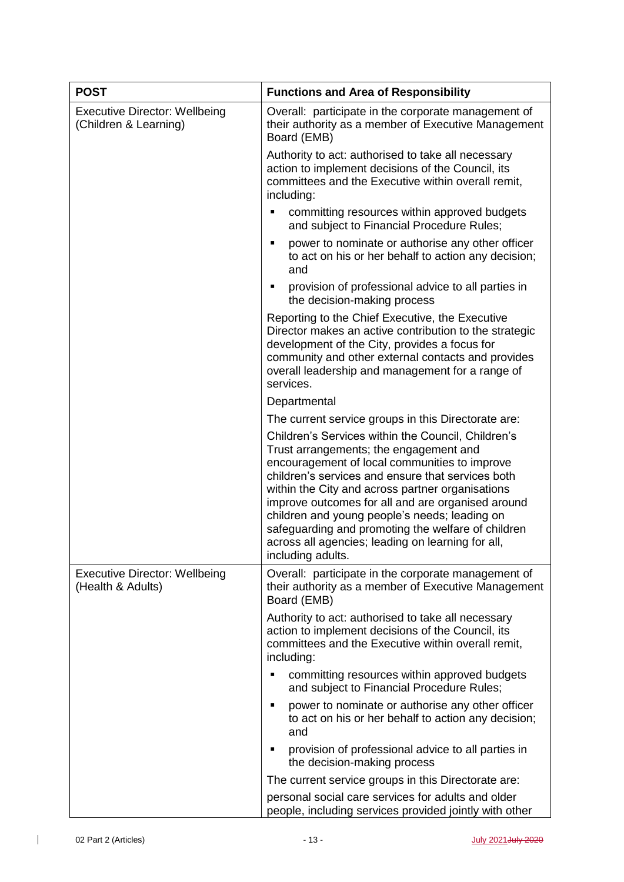| POST | Functions and Area of Responsibility |
|---|---|
| Executive Director: Wellbeing (Children & Learning) | Overall: participate in the corporate management of their authority as a member of Executive Management Board (EMB)<br><br>Authority to act: authorised to take all necessary action to implement decisions of the Council, its committees and the Executive within overall remit, including:<br>▪ committing resources within approved budgets and subject to Financial Procedure Rules;<br>▪ power to nominate or authorise any other officer to act on his or her behalf to action any decision; and<br>▪ provision of professional advice to all parties in the decision-making process<br><br>Reporting to the Chief Executive, the Executive Director makes an active contribution to the strategic development of the City, provides a focus for community and other external contacts and provides overall leadership and management for a range of services.<br><br>Departmental<br><br>The current service groups in this Directorate are:<br><br>Children's Services within the Council, Children's Trust arrangements; the engagement and encouragement of local communities to improve children's services and ensure that services both within the City and across partner organisations improve outcomes for all and are organised around children and young people's needs; leading on safeguarding and promoting the welfare of children across all agencies; leading on learning for all, including adults. |
| Executive Director: Wellbeing (Health & Adults) | Overall: participate in the corporate management of their authority as a member of Executive Management Board (EMB)<br><br>Authority to act: authorised to take all necessary action to implement decisions of the Council, its committees and the Executive within overall remit, including:<br>▪ committing resources within approved budgets and subject to Financial Procedure Rules;<br>▪ power to nominate or authorise any other officer to act on his or her behalf to action any decision; and<br>▪ provision of professional advice to all parties in the decision-making process<br><br>The current service groups in this Directorate are:<br><br>personal social care services for adults and older people, including services provided jointly with other |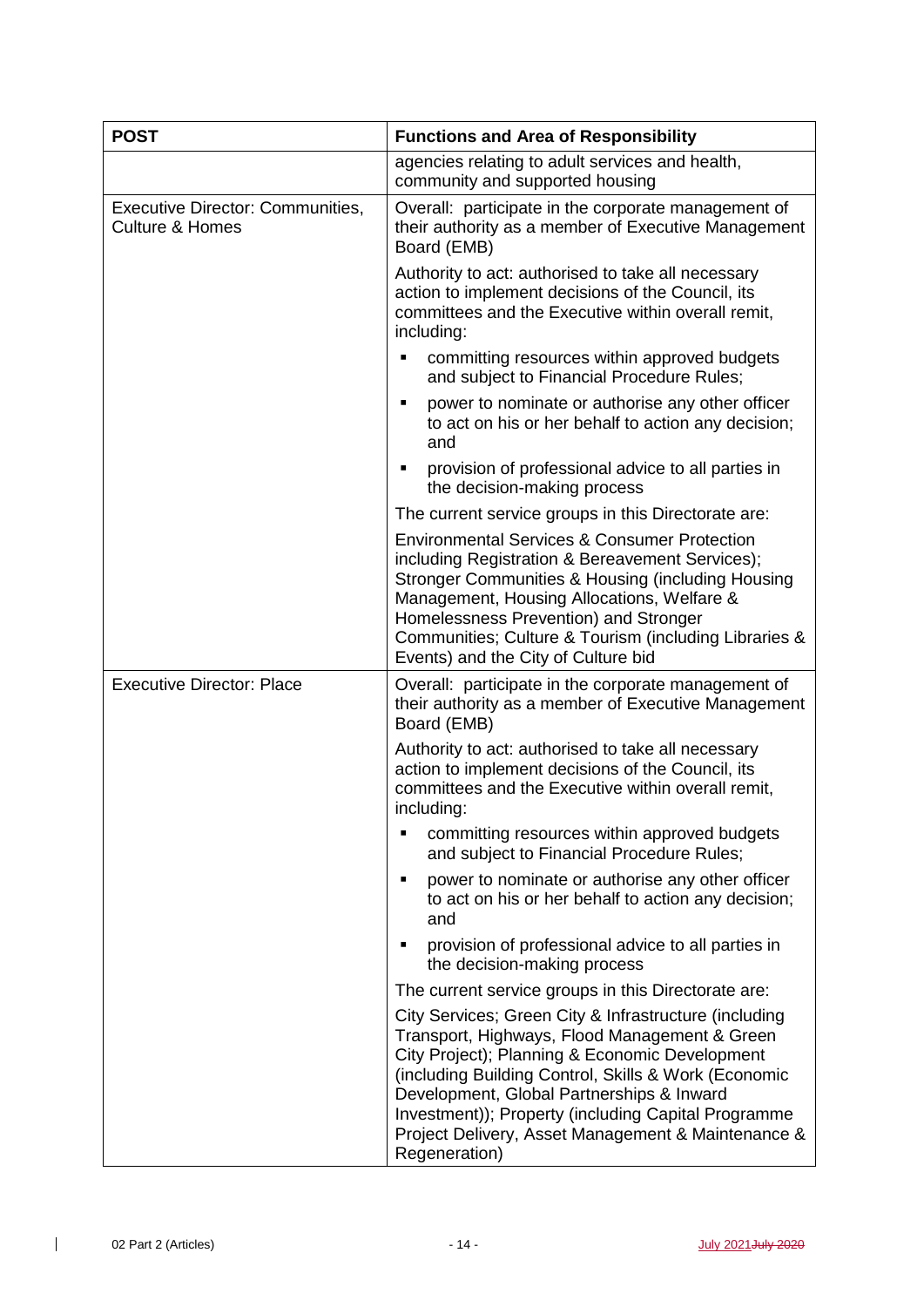| POST | Functions and Area of Responsibility |
| --- | --- |
| | agencies relating to adult services and health, community and supported housing |
| Executive Director: Communities, Culture & Homes | Overall: participate in the corporate management of their authority as a member of Executive Management Board (EMB)<br><br>Authority to act: authorised to take all necessary action to implement decisions of the Council, its committees and the Executive within overall remit, including:<br><br>▪ committing resources within approved budgets and subject to Financial Procedure Rules;<br>▪ power to nominate or authorise any other officer to act on his or her behalf to action any decision; and<br>▪ provision of professional advice to all parties in the decision-making process<br><br>The current service groups in this Directorate are:<br><br>Environmental Services & Consumer Protection including Registration & Bereavement Services); Stronger Communities & Housing (including Housing Management, Housing Allocations, Welfare & Homelessness Prevention) and Stronger Communities; Culture & Tourism (including Libraries & Events) and the City of Culture bid |
| Executive Director: Place | Overall: participate in the corporate management of their authority as a member of Executive Management Board (EMB)<br><br>Authority to act: authorised to take all necessary action to implement decisions of the Council, its committees and the Executive within overall remit, including:<br><br>▪ committing resources within approved budgets and subject to Financial Procedure Rules;<br>▪ power to nominate or authorise any other officer to act on his or her behalf to action any decision; and<br>▪ provision of professional advice to all parties in the decision-making process<br><br>The current service groups in this Directorate are:<br><br>City Services; Green City & Infrastructure (including Transport, Highways, Flood Management & Green City Project); Planning & Economic Development (including Building Control, Skills & Work (Economic Development, Global Partnerships & Inward Investment)); Property (including Capital Programme Project Delivery, Asset Management & Maintenance & Regeneration) |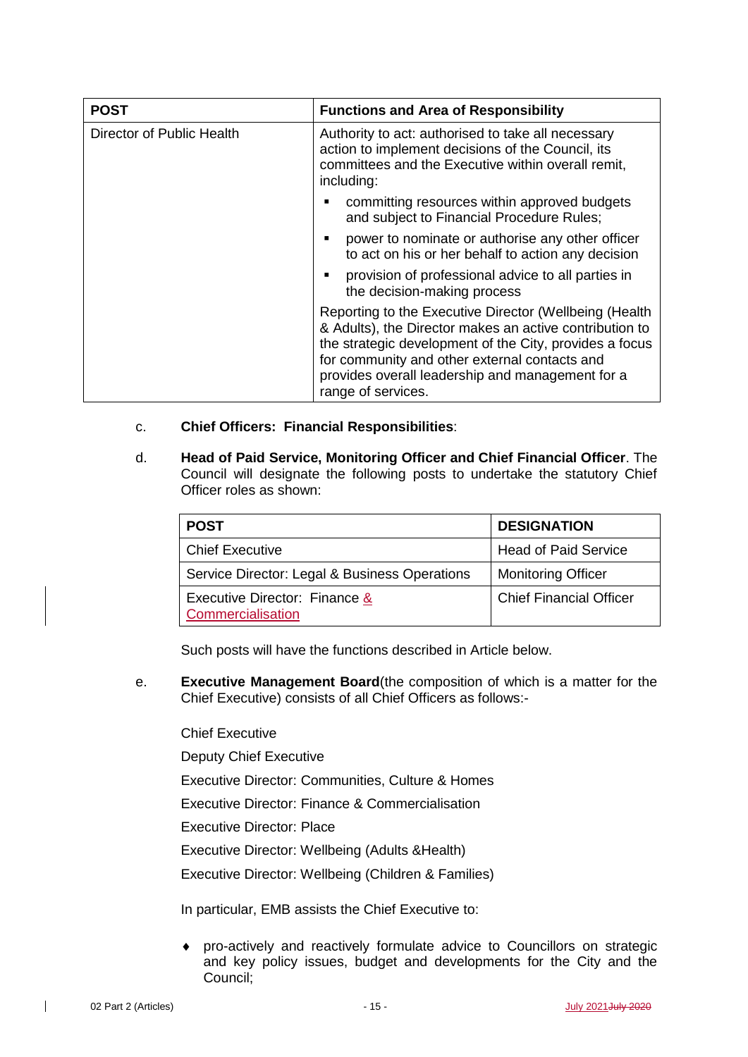| POST | Functions and Area of Responsibility |
|---|---|
| Director of Public Health | Authority to act: authorised to take all necessary action to implement decisions of the Council, its committees and the Executive within overall remit, including:<br>▪ committing resources within approved budgets and subject to Financial Procedure Rules;<br>▪ power to nominate or authorise any other officer to act on his or her behalf to action any decision<br>▪ provision of professional advice to all parties in the decision-making process<br>Reporting to the Executive Director (Wellbeing (Health & Adults), the Director makes an active contribution to the strategic development of the City, provides a focus for community and other external contacts and provides overall leadership and management for a range of services. |

c. **Chief Officers: Financial Responsibilities**:

d. **Head of Paid Service, Monitoring Officer and Chief Financial Officer**. The Council will designate the following posts to undertake the statutory Chief Officer roles as shown:

| POST | DESIGNATION |
|---|---|
| Chief Executive | Head of Paid Service |
| Service Director: Legal & Business Operations | Monitoring Officer |
| Executive Director: Finance & Commercialisation | Chief Financial Officer |

Such posts will have the functions described in Article below.

e. **Executive Management Board**(the composition of which is a matter for the Chief Executive) consists of all Chief Officers as follows:-

Chief Executive

Deputy Chief Executive

Executive Director: Communities, Culture & Homes

Executive Director: Finance & Commercialisation

Executive Director: Place

Executive Director: Wellbeing (Adults &Health)

Executive Director: Wellbeing (Children & Families)

In particular, EMB assists the Chief Executive to:

- pro-actively and reactively formulate advice to Councillors on strategic and key policy issues, budget and developments for the City and the Council;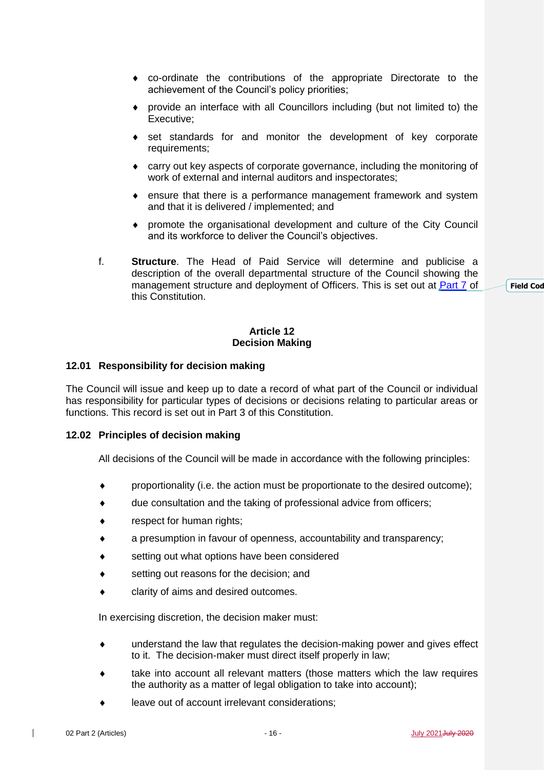- co-ordinate the contributions of the appropriate Directorate to the achievement of the Council's policy priorities;
- provide an interface with all Councillors including (but not limited to) the Executive;
- set standards for and monitor the development of key corporate requirements;
- carry out key aspects of corporate governance, including the monitoring of work of external and internal auditors and inspectorates;
- ensure that there is a performance management framework and system and that it is delivered / implemented; and
- promote the organisational development and culture of the City Council and its workforce to deliver the Council's objectives.

f. **Structure**. The Head of Paid Service will determine and publicise a description of the overall departmental structure of the Council showing the management structure and deployment of Officers. This is set out at Part 7 of this Constitution.

## Article 12
## Decision Making

### 12.01 Responsibility for decision making

The Council will issue and keep up to date a record of what part of the Council or individual has responsibility for particular types of decisions or decisions relating to particular areas or functions. This record is set out in Part 3 of this Constitution.

### 12.02 Principles of decision making

All decisions of the Council will be made in accordance with the following principles:

- proportionality (i.e. the action must be proportionate to the desired outcome);
- due consultation and the taking of professional advice from officers;
- respect for human rights;
- a presumption in favour of openness, accountability and transparency;
- setting out what options have been considered
- setting out reasons for the decision; and
- clarity of aims and desired outcomes.

In exercising discretion, the decision maker must:

- understand the law that regulates the decision-making power and gives effect to it. The decision-maker must direct itself properly in law;
- take into account all relevant matters (those matters which the law requires the authority as a matter of legal obligation to take into account);
- leave out of account irrelevant considerations;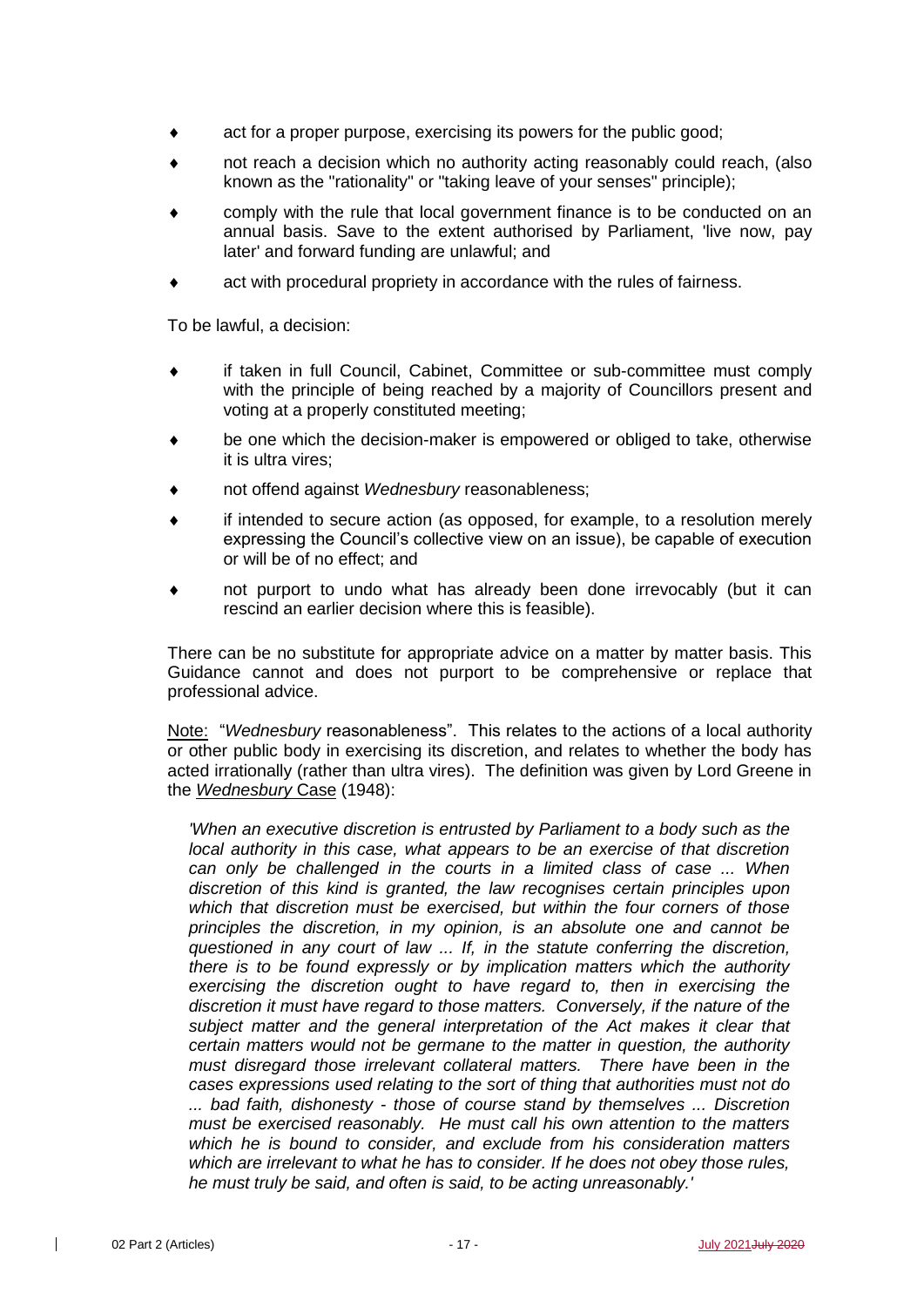- act for a proper purpose, exercising its powers for the public good;
- not reach a decision which no authority acting reasonably could reach, (also known as the "rationality" or "taking leave of your senses" principle);
- comply with the rule that local government finance is to be conducted on an annual basis. Save to the extent authorised by Parliament, 'live now, pay later' and forward funding are unlawful; and
- act with procedural propriety in accordance with the rules of fairness.

To be lawful, a decision:

- if taken in full Council, Cabinet, Committee or sub-committee must comply with the principle of being reached by a majority of Councillors present and voting at a properly constituted meeting;
- be one which the decision-maker is empowered or obliged to take, otherwise it is ultra vires;
- not offend against *Wednesbury* reasonableness;
- if intended to secure action (as opposed, for example, to a resolution merely expressing the Council's collective view on an issue), be capable of execution or will be of no effect; and
- not purport to undo what has already been done irrevocably (but it can rescind an earlier decision where this is feasible).

There can be no substitute for appropriate advice on a matter by matter basis. This Guidance cannot and does not purport to be comprehensive or replace that professional advice.

Note: "*Wednesbury* reasonableness". This relates to the actions of a local authority or other public body in exercising its discretion, and relates to whether the body has acted irrationally (rather than ultra vires). The definition was given by Lord Greene in the *Wednesbury* Case (1948):

> *'When an executive discretion is entrusted by Parliament to a body such as the local authority in this case, what appears to be an exercise of that discretion can only be challenged in the courts in a limited class of case ... When discretion of this kind is granted, the law recognises certain principles upon which that discretion must be exercised, but within the four corners of those principles the discretion, in my opinion, is an absolute one and cannot be questioned in any court of law ... If, in the statute conferring the discretion, there is to be found expressly or by implication matters which the authority exercising the discretion ought to have regard to, then in exercising the discretion it must have regard to those matters. Conversely, if the nature of the subject matter and the general interpretation of the Act makes it clear that certain matters would not be germane to the matter in question, the authority must disregard those irrelevant collateral matters. There have been in the cases expressions used relating to the sort of thing that authorities must not do ... bad faith, dishonesty - those of course stand by themselves ... Discretion must be exercised reasonably. He must call his own attention to the matters which he is bound to consider, and exclude from his consideration matters which are irrelevant to what he has to consider. If he does not obey those rules, he must truly be said, and often is said, to be acting unreasonably.'*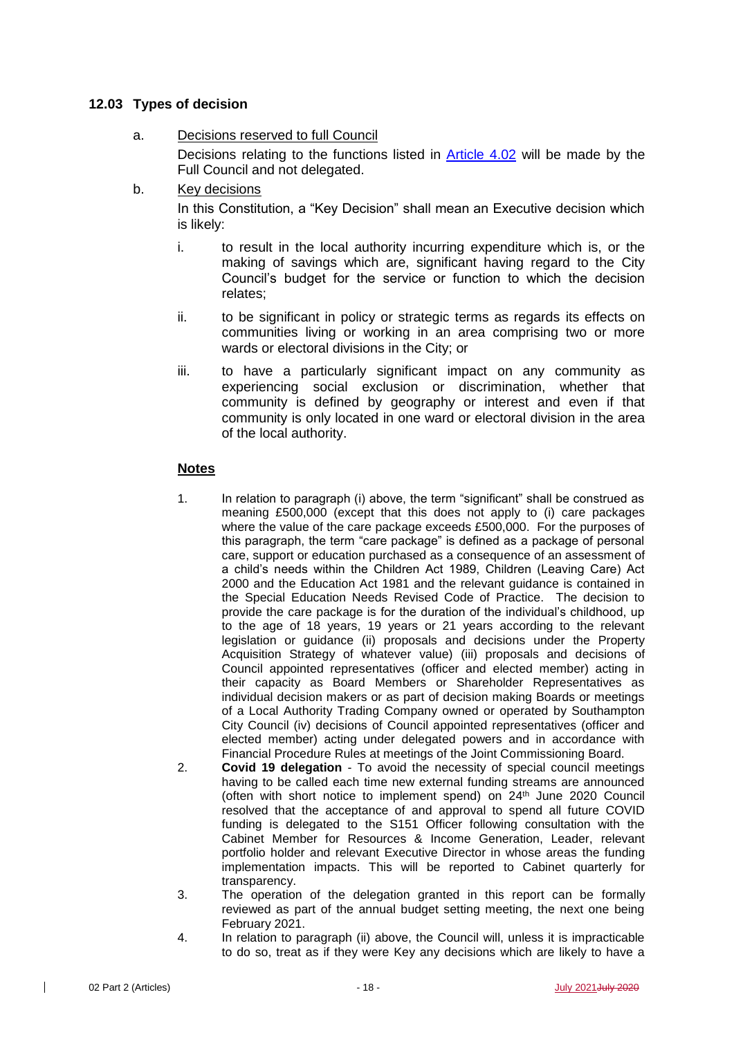### 12.03 Types of decision

a. Decisions reserved to full Council

Decisions relating to the functions listed in Article 4.02 will be made by the Full Council and not delegated.

b. Key decisions

In this Constitution, a "Key Decision" shall mean an Executive decision which is likely:

i. to result in the local authority incurring expenditure which is, or the making of savings which are, significant having regard to the City Council's budget for the service or function to which the decision relates;

ii. to be significant in policy or strategic terms as regards its effects on communities living or working in an area comprising two or more wards or electoral divisions in the City; or

iii. to have a particularly significant impact on any community as experiencing social exclusion or discrimination, whether that community is defined by geography or interest and even if that community is only located in one ward or electoral division in the area of the local authority.

**Notes**

1. In relation to paragraph (i) above, the term "significant" shall be construed as meaning £500,000 (except that this does not apply to (i) care packages where the value of the care package exceeds £500,000. For the purposes of this paragraph, the term "care package" is defined as a package of personal care, support or education purchased as a consequence of an assessment of a child's needs within the Children Act 1989, Children (Leaving Care) Act 2000 and the Education Act 1981 and the relevant guidance is contained in the Special Education Needs Revised Code of Practice. The decision to provide the care package is for the duration of the individual's childhood, up to the age of 18 years, 19 years or 21 years according to the relevant legislation or guidance (ii) proposals and decisions under the Property Acquisition Strategy of whatever value) (iii) proposals and decisions of Council appointed representatives (officer and elected member) acting in their capacity as Board Members or Shareholder Representatives as individual decision makers or as part of decision making Boards or meetings of a Local Authority Trading Company owned or operated by Southampton City Council (iv) decisions of Council appointed representatives (officer and elected member) acting under delegated powers and in accordance with Financial Procedure Rules at meetings of the Joint Commissioning Board.
2. **Covid 19 delegation** - To avoid the necessity of special council meetings having to be called each time new external funding streams are announced (often with short notice to implement spend) on 24th June 2020 Council resolved that the acceptance of and approval to spend all future COVID funding is delegated to the S151 Officer following consultation with the Cabinet Member for Resources & Income Generation, Leader, relevant portfolio holder and relevant Executive Director in whose areas the funding implementation impacts. This will be reported to Cabinet quarterly for transparency.
3. The operation of the delegation granted in this report can be formally reviewed as part of the annual budget setting meeting, the next one being February 2021.
4. In relation to paragraph (ii) above, the Council will, unless it is impracticable to do so, treat as if they were Key any decisions which are likely to have a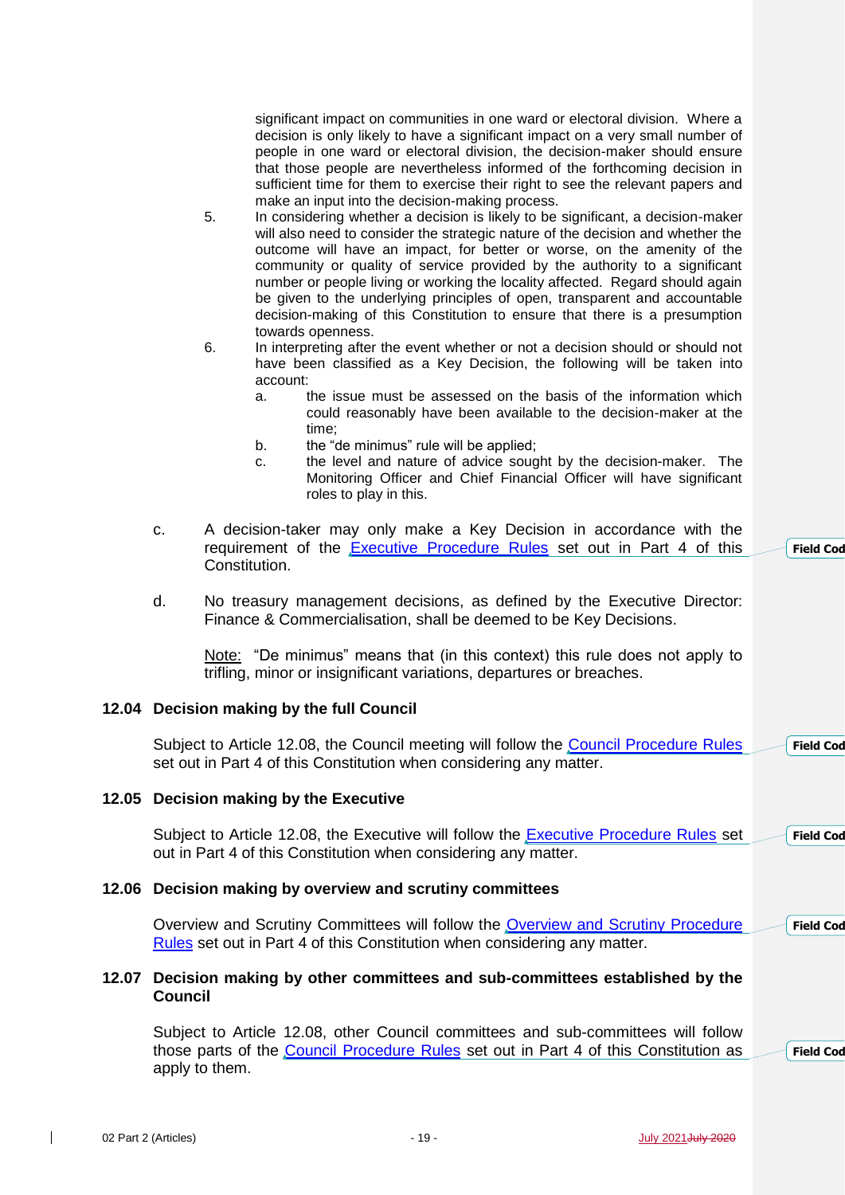significant impact on communities in one ward or electoral division. Where a decision is only likely to have a significant impact on a very small number of people in one ward or electoral division, the decision-maker should ensure that those people are nevertheless informed of the forthcoming decision in sufficient time for them to exercise their right to see the relevant papers and make an input into the decision-making process.

5. In considering whether a decision is likely to be significant, a decision-maker will also need to consider the strategic nature of the decision and whether the outcome will have an impact, for better or worse, on the amenity of the community or quality of service provided by the authority to a significant number or people living or working the locality affected. Regard should again be given to the underlying principles of open, transparent and accountable decision-making of this Constitution to ensure that there is a presumption towards openness.

6. In interpreting after the event whether or not a decision should or should not have been classified as a Key Decision, the following will be taken into account:
   a. the issue must be assessed on the basis of the information which could reasonably have been available to the decision-maker at the time;
   b. the "de minimus" rule will be applied;
   c. the level and nature of advice sought by the decision-maker. The Monitoring Officer and Chief Financial Officer will have significant roles to play in this.

c. A decision-taker may only make a Key Decision in accordance with the requirement of the Executive Procedure Rules set out in Part 4 of this Constitution.

d. No treasury management decisions, as defined by the Executive Director: Finance & Commercialisation, shall be deemed to be Key Decisions.

Note: "De minimus" means that (in this context) this rule does not apply to trifling, minor or insignificant variations, departures or breaches.

### 12.04 Decision making by the full Council

Subject to Article 12.08, the Council meeting will follow the Council Procedure Rules set out in Part 4 of this Constitution when considering any matter.

### 12.05 Decision making by the Executive

Subject to Article 12.08, the Executive will follow the Executive Procedure Rules set out in Part 4 of this Constitution when considering any matter.

### 12.06 Decision making by overview and scrutiny committees

Overview and Scrutiny Committees will follow the Overview and Scrutiny Procedure Rules set out in Part 4 of this Constitution when considering any matter.

### 12.07 Decision making by other committees and sub-committees established by the Council

Subject to Article 12.08, other Council committees and sub-committees will follow those parts of the Council Procedure Rules set out in Part 4 of this Constitution as apply to them.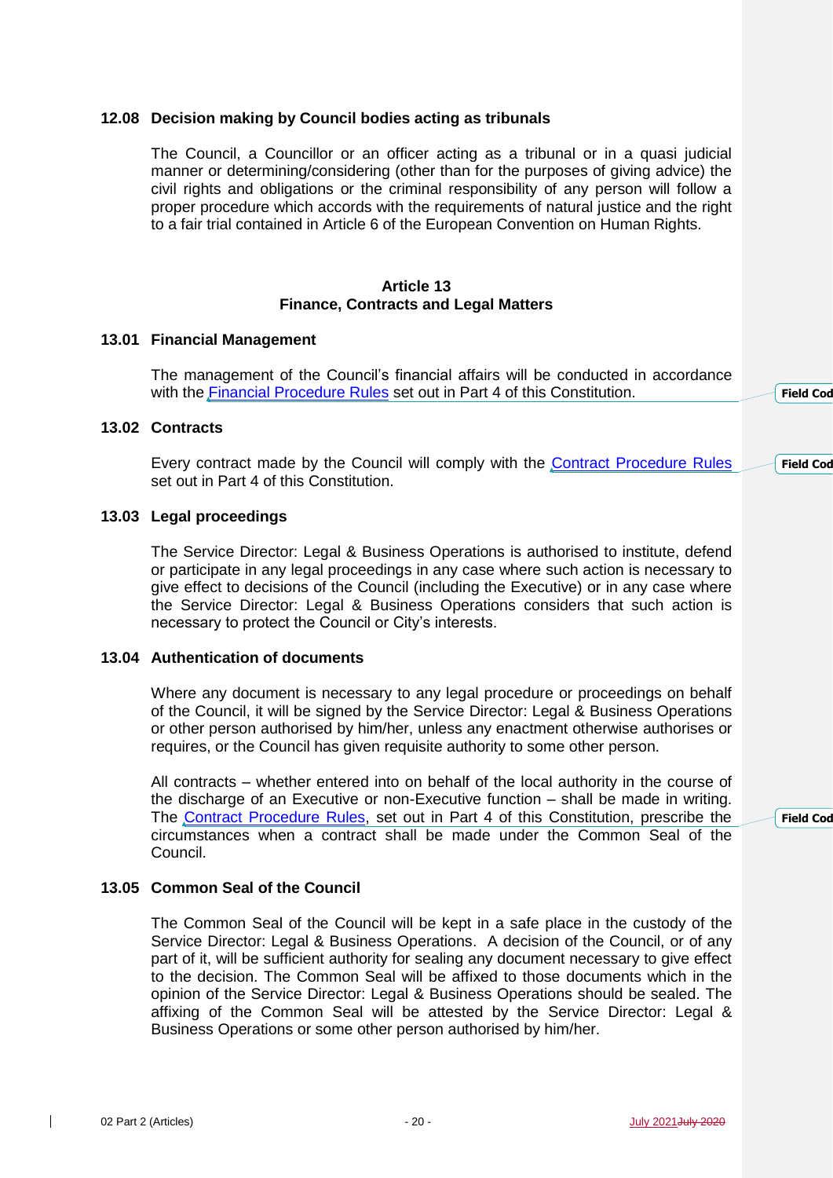### 12.08 Decision making by Council bodies acting as tribunals

The Council, a Councillor or an officer acting as a tribunal or in a quasi judicial manner or determining/considering (other than for the purposes of giving advice) the civil rights and obligations or the criminal responsibility of any person will follow a proper procedure which accords with the requirements of natural justice and the right to a fair trial contained in Article 6 of the European Convention on Human Rights.

## Article 13
## Finance, Contracts and Legal Matters

### 13.01 Financial Management

The management of the Council's financial affairs will be conducted in accordance with the Financial Procedure Rules set out in Part 4 of this Constitution.

### 13.02 Contracts

Every contract made by the Council will comply with the Contract Procedure Rules set out in Part 4 of this Constitution.

### 13.03 Legal proceedings

The Service Director: Legal & Business Operations is authorised to institute, defend or participate in any legal proceedings in any case where such action is necessary to give effect to decisions of the Council (including the Executive) or in any case where the Service Director: Legal & Business Operations considers that such action is necessary to protect the Council or City's interests.

### 13.04 Authentication of documents

Where any document is necessary to any legal procedure or proceedings on behalf of the Council, it will be signed by the Service Director: Legal & Business Operations or other person authorised by him/her, unless any enactment otherwise authorises or requires, or the Council has given requisite authority to some other person.

All contracts – whether entered into on behalf of the local authority in the course of the discharge of an Executive or non-Executive function – shall be made in writing. The Contract Procedure Rules, set out in Part 4 of this Constitution, prescribe the circumstances when a contract shall be made under the Common Seal of the Council.

### 13.05 Common Seal of the Council

The Common Seal of the Council will be kept in a safe place in the custody of the Service Director: Legal & Business Operations. A decision of the Council, or of any part of it, will be sufficient authority for sealing any document necessary to give effect to the decision. The Common Seal will be affixed to those documents which in the opinion of the Service Director: Legal & Business Operations should be sealed. The affixing of the Common Seal will be attested by the Service Director: Legal & Business Operations or some other person authorised by him/her.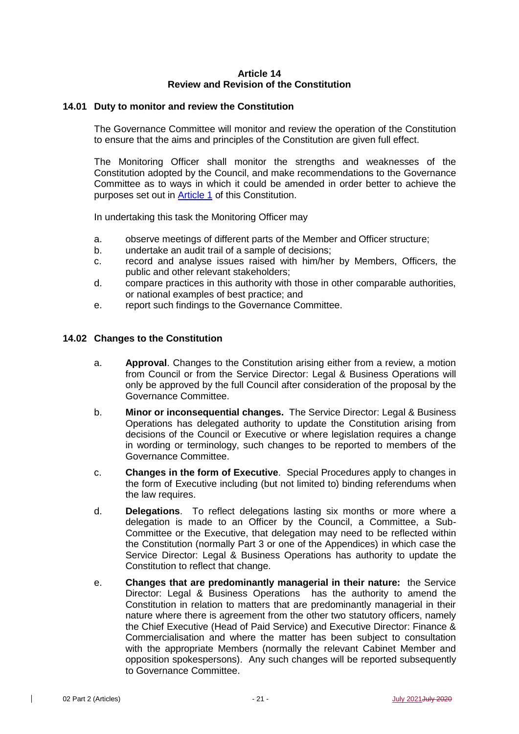# Article 14
## Review and Revision of the Constitution

### 14.01 Duty to monitor and review the Constitution

The Governance Committee will monitor and review the operation of the Constitution to ensure that the aims and principles of the Constitution are given full effect.

The Monitoring Officer shall monitor the strengths and weaknesses of the Constitution adopted by the Council, and make recommendations to the Governance Committee as to ways in which it could be amended in order better to achieve the purposes set out in Article 1 of this Constitution.

In undertaking this task the Monitoring Officer may

a. observe meetings of different parts of the Member and Officer structure;
b. undertake an audit trail of a sample of decisions;
c. record and analyse issues raised with him/her by Members, Officers, the public and other relevant stakeholders;
d. compare practices in this authority with those in other comparable authorities, or national examples of best practice; and
e. report such findings to the Governance Committee.

### 14.02 Changes to the Constitution

a. **Approval**. Changes to the Constitution arising either from a review, a motion from Council or from the Service Director: Legal & Business Operations will only be approved by the full Council after consideration of the proposal by the Governance Committee.

b. **Minor or inconsequential changes.** The Service Director: Legal & Business Operations has delegated authority to update the Constitution arising from decisions of the Council or Executive or where legislation requires a change in wording or terminology, such changes to be reported to members of the Governance Committee.

c. **Changes in the form of Executive**. Special Procedures apply to changes in the form of Executive including (but not limited to) binding referendums when the law requires.

d. **Delegations**. To reflect delegations lasting six months or more where a delegation is made to an Officer by the Council, a Committee, a Sub-Committee or the Executive, that delegation may need to be reflected within the Constitution (normally Part 3 or one of the Appendices) in which case the Service Director: Legal & Business Operations has authority to update the Constitution to reflect that change.

e. **Changes that are predominantly managerial in their nature:** the Service Director: Legal & Business Operations has the authority to amend the Constitution in relation to matters that are predominantly managerial in their nature where there is agreement from the other two statutory officers, namely the Chief Executive (Head of Paid Service) and Executive Director: Finance & Commercialisation and where the matter has been subject to consultation with the appropriate Members (normally the relevant Cabinet Member and opposition spokespersons). Any such changes will be reported subsequently to Governance Committee.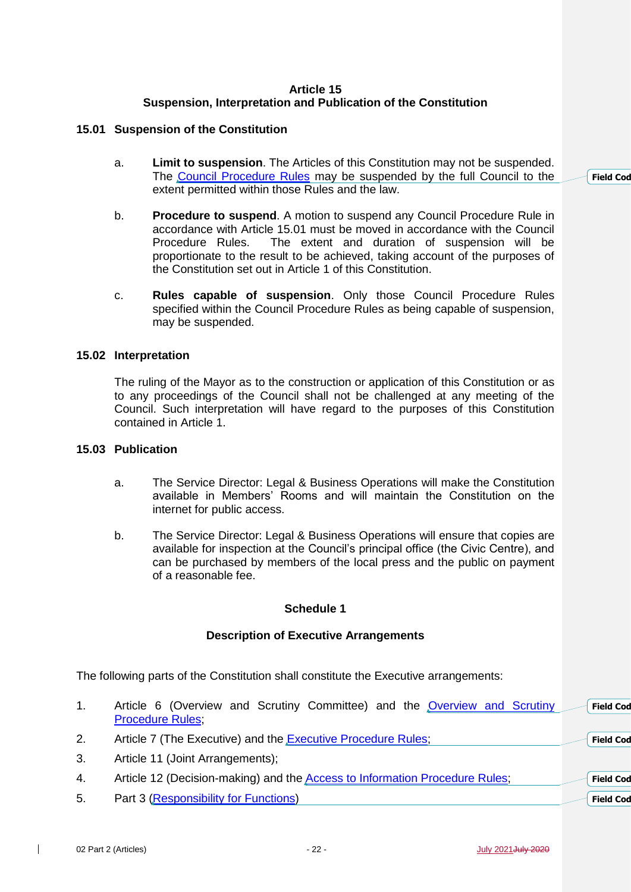# Article 15
## Suspension, Interpretation and Publication of the Constitution

### 15.01 Suspension of the Constitution

a. **Limit to suspension**. The Articles of this Constitution may not be suspended. The Council Procedure Rules may be suspended by the full Council to the extent permitted within those Rules and the law.

b. **Procedure to suspend**. A motion to suspend any Council Procedure Rule in accordance with Article 15.01 must be moved in accordance with the Council Procedure Rules. The extent and duration of suspension will be proportionate to the result to be achieved, taking account of the purposes of the Constitution set out in Article 1 of this Constitution.

c. **Rules capable of suspension**. Only those Council Procedure Rules specified within the Council Procedure Rules as being capable of suspension, may be suspended.

### 15.02 Interpretation

The ruling of the Mayor as to the construction or application of this Constitution or as to any proceedings of the Council shall not be challenged at any meeting of the Council. Such interpretation will have regard to the purposes of this Constitution contained in Article 1.

### 15.03 Publication

a. The Service Director: Legal & Business Operations will make the Constitution available in Members' Rooms and will maintain the Constitution on the internet for public access.

b. The Service Director: Legal & Business Operations will ensure that copies are available for inspection at the Council's principal office (the Civic Centre), and can be purchased by members of the local press and the public on payment of a reasonable fee.

## Schedule 1

### Description of Executive Arrangements

The following parts of the Constitution shall constitute the Executive arrangements:

1. Article 6 (Overview and Scrutiny Committee) and the Overview and Scrutiny Procedure Rules;
2. Article 7 (The Executive) and the Executive Procedure Rules;
3. Article 11 (Joint Arrangements);
4. Article 12 (Decision-making) and the Access to Information Procedure Rules;
5. Part 3 (Responsibility for Functions)